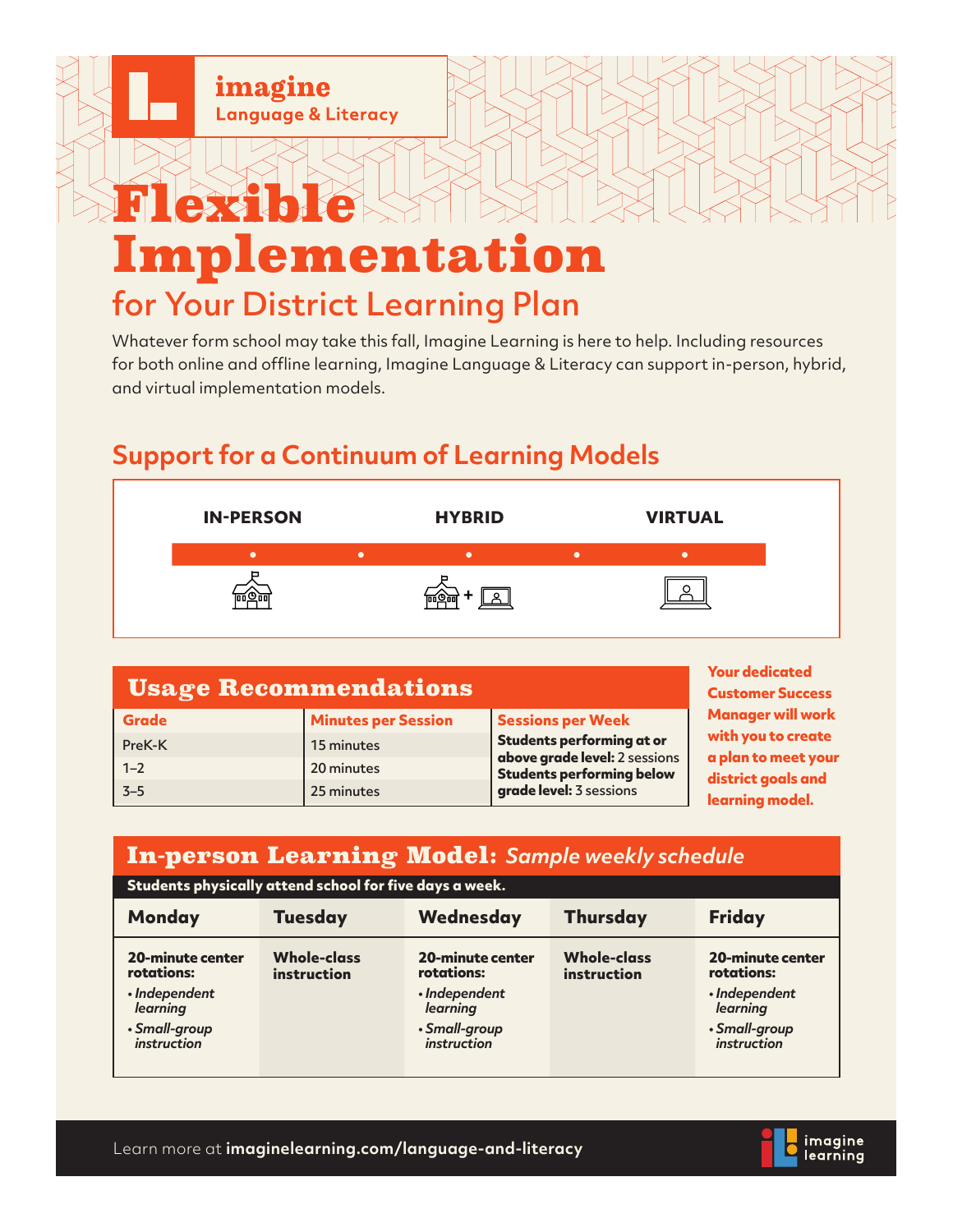imagine
Language & Literacy

# Flexible Implementation

## for Your District Learning Plan

Whatever form school may take this fall, Imagine Learning is here to help. Including resources for both online and offline learning, Imagine Language & Literacy can support in-person, hybrid, and virtual implementation models.

## Support for a Continuum of Learning Models

**IN-PERSON** — **HYBRID** — **VIRTUAL**

## Usage Recommendations

| Grade | Minutes per Session | Sessions per Week |
|---|---|---|
| PreK-K | 15 minutes | **Students performing at or above grade level:** 2 sessions<br>**Students performing below grade level:** 3 sessions |
| 1–2 | 20 minutes | |
| 3–5 | 25 minutes | |

**Your dedicated Customer Success Manager will work with you to create a plan to meet your district goals and learning model.**

## In-person Learning Model: *Sample weekly schedule*

**Students physically attend school for five days a week.**

| Monday | Tuesday | Wednesday | Thursday | Friday |
|---|---|---|---|---|
| **20-minute center rotations:**<br>• *Independent learning*<br>• *Small-group instruction* | **Whole-class instruction** | **20-minute center rotations:**<br>• *Independent learning*<br>• *Small-group instruction* | **Whole-class instruction** | **20-minute center rotations:**<br>• *Independent learning*<br>• *Small-group instruction* |

Learn more at **imaginelearning.com/language-and-literacy**

imagine learning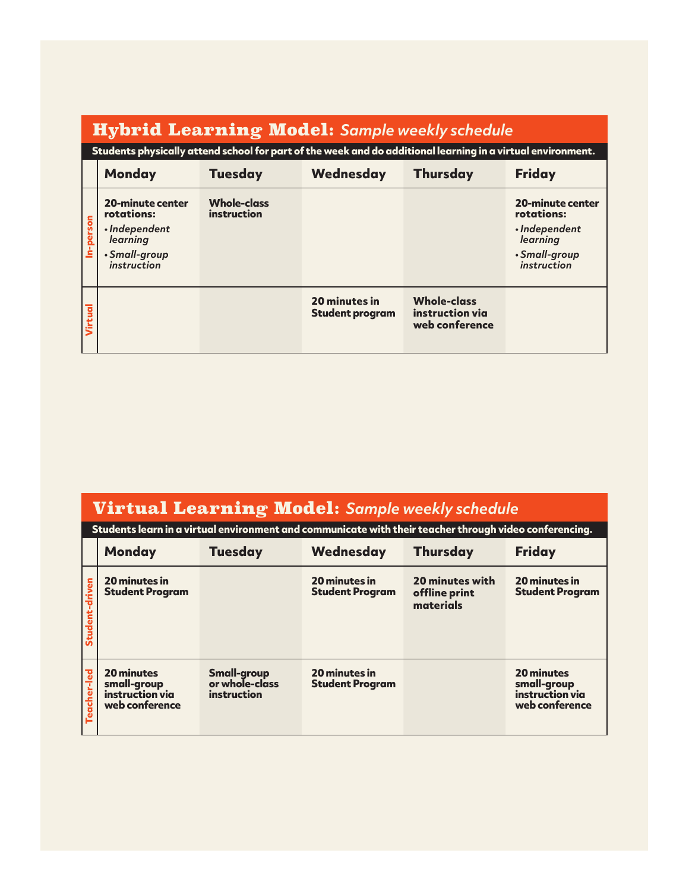## Hybrid Learning Model: *Sample weekly schedule*

**Students physically attend school for part of the week and do additional learning in a virtual environment.**

| | Monday | Tuesday | Wednesday | Thursday | Friday |
|---|---|---|---|---|---|
| In-person | **20-minute center rotations:** • *Independent learning* • *Small-group instruction* | **Whole-class instruction** | | | **20-minute center rotations:** • *Independent learning* • *Small-group instruction* |
| Virtual | | | **20 minutes in Student program** | **Whole-class instruction via web conference** | |

## Virtual Learning Model: *Sample weekly schedule*

**Students learn in a virtual environment and communicate with their teacher through video conferencing.**

| | Monday | Tuesday | Wednesday | Thursday | Friday |
|---|---|---|---|---|---|
| Student-driven | **20 minutes in Student Program** | | **20 minutes in Student Program** | **20 minutes with offline print materials** | **20 minutes in Student Program** |
| Teacher-led | **20 minutes small-group instruction via web conference** | **Small-group or whole-class instruction** | **20 minutes in Student Program** | | **20 minutes small-group instruction via web conference** |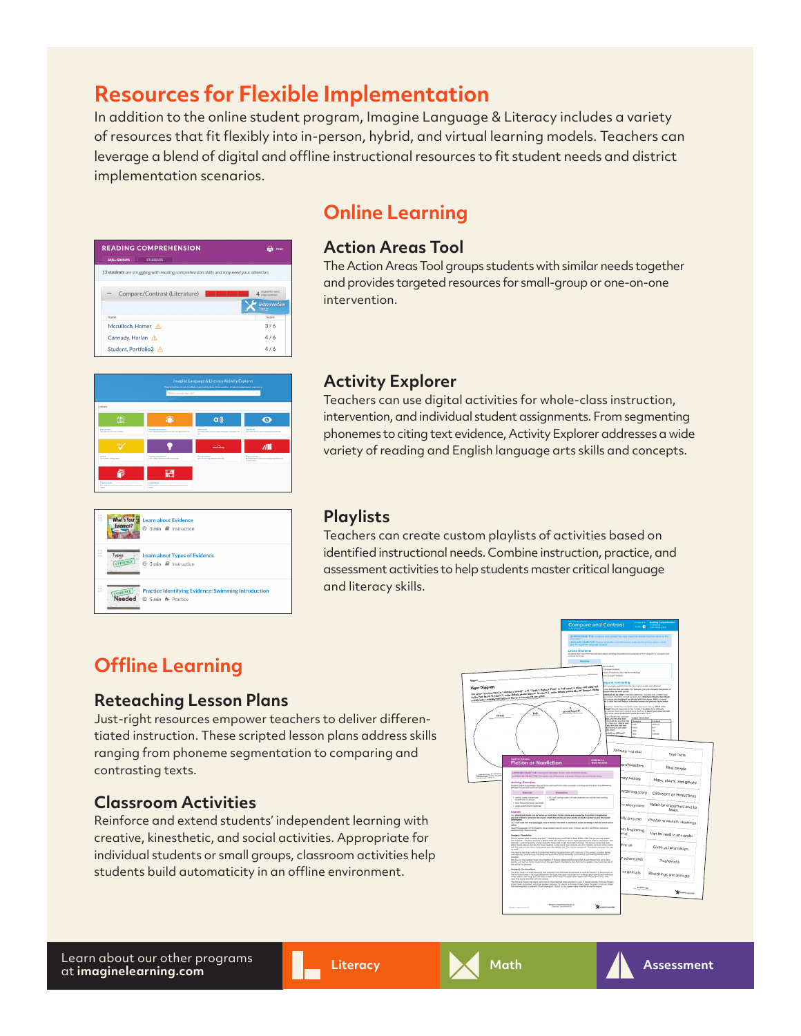# Resources for Flexible Implementation

In addition to the online student program, Imagine Language & Literacy includes a variety of resources that fit flexibly into in-person, hybrid, and virtual learning models. Teachers can leverage a blend of digital and offline instructional resources to fit student needs and district implementation scenarios.

## Online Learning

### Action Areas Tool

The Action Areas Tool groups students with similar needs together and provides targeted resources for small-group or one-on-one intervention.

### Activity Explorer

Teachers can use digital activities for whole-class instruction, intervention, and individual student assignments. From segmenting phonemes to citing text evidence, Activity Explorer addresses a wide variety of reading and English language arts skills and concepts.

### Playlists

Teachers can create custom playlists of activities based on identified instructional needs. Combine instruction, practice, and assessment activities to help students master critical language and literacy skills.

## Offline Learning

### Reteaching Lesson Plans

Just-right resources empower teachers to deliver differentiated instruction. These scripted lesson plans address skills ranging from phoneme segmentation to comparing and contrasting texts.

### Classroom Activities

Reinforce and extend students' independent learning with creative, kinesthetic, and social activities. Appropriate for individual students or small groups, classroom activities help students build automaticity in an offline environment.

Learn about our other programs at **imaginelearning.com**

Literacy | Math | Assessment